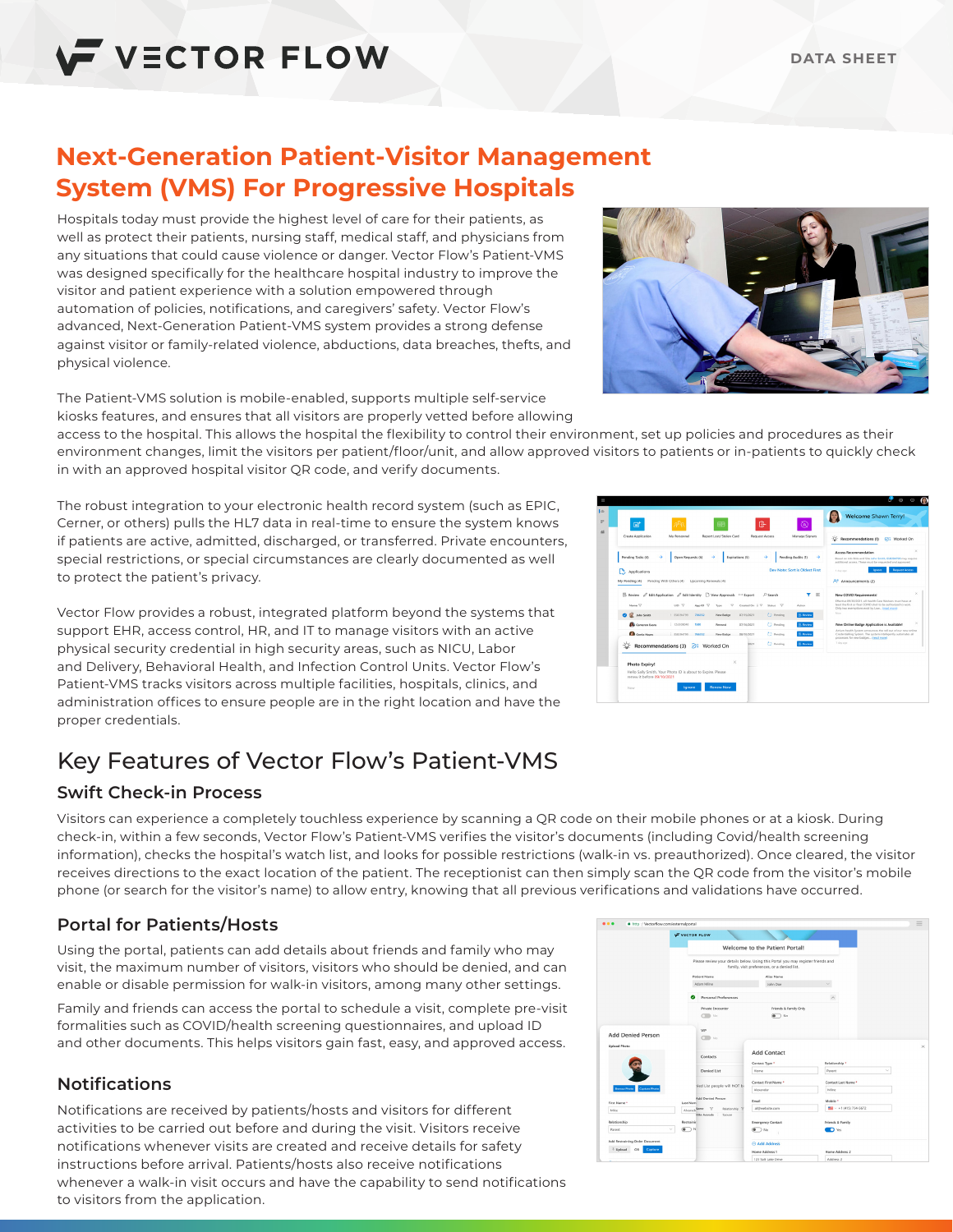VECTOR FLOW

DATA SHEET

# Next-Generation Patient-Visitor Management System (VMS) For Progressive Hospitals

Hospitals today must provide the highest level of care for their patients, as well as protect their patients, nursing staff, medical staff, and physicians from any situations that could cause violence or danger. Vector Flow's Patient-VMS was designed specifically for the healthcare hospital industry to improve the visitor and patient experience with a solution empowered through automation of policies, notifications, and caregivers' safety. Vector Flow's advanced, Next-Generation Patient-VMS system provides a strong defense against visitor or family-related violence, abductions, data breaches, thefts, and physical violence.

The Patient-VMS solution is mobile-enabled, supports multiple self-service kiosks features, and ensures that all visitors are properly vetted before allowing access to the hospital. This allows the hospital the flexibility to control their environment, set up policies and procedures as their environment changes, limit the visitors per patient/floor/unit, and allow approved visitors to patients or in-patients to quickly check in with an approved hospital visitor QR code, and verify documents.

The robust integration to your electronic health record system (such as EPIC, Cerner, or others) pulls the HL7 data in real-time to ensure the system knows if patients are active, admitted, discharged, or transferred. Private encounters, special restrictions, or special circumstances are clearly documented as well to protect the patient's privacy.

Vector Flow provides a robust, integrated platform beyond the systems that support EHR, access control, HR, and IT to manage visitors with an active physical security credential in high security areas, such as NICU, Labor and Delivery, Behavioral Health, and Infection Control Units. Vector Flow's Patient-VMS tracks visitors across multiple facilities, hospitals, clinics, and administration offices to ensure people are in the right location and have the proper credentials.

## Key Features of Vector Flow's Patient-VMS

### Swift Check-in Process

Visitors can experience a completely touchless experience by scanning a QR code on their mobile phones or at a kiosk. During check-in, within a few seconds, Vector Flow's Patient-VMS verifies the visitor's documents (including Covid/health screening information), checks the hospital's watch list, and looks for possible restrictions (walk-in vs. preauthorized). Once cleared, the visitor receives directions to the exact location of the patient. The receptionist can then simply scan the QR code from the visitor's mobile phone (or search for the visitor's name) to allow entry, knowing that all previous verifications and validations have occurred.

### Portal for Patients/Hosts

Using the portal, patients can add details about friends and family who may visit, the maximum number of visitors, visitors who should be denied, and can enable or disable permission for walk-in visitors, among many other settings.

Family and friends can access the portal to schedule a visit, complete pre-visit formalities such as COVID/health screening questionnaires, and upload ID and other documents. This helps visitors gain fast, easy, and approved access.

### Notifications

Notifications are received by patients/hosts and visitors for different activities to be carried out before and during the visit. Visitors receive notifications whenever visits are created and receive details for safety instructions before arrival. Patients/hosts also receive notifications whenever a walk-in visit occurs and have the capability to send notifications to visitors from the application.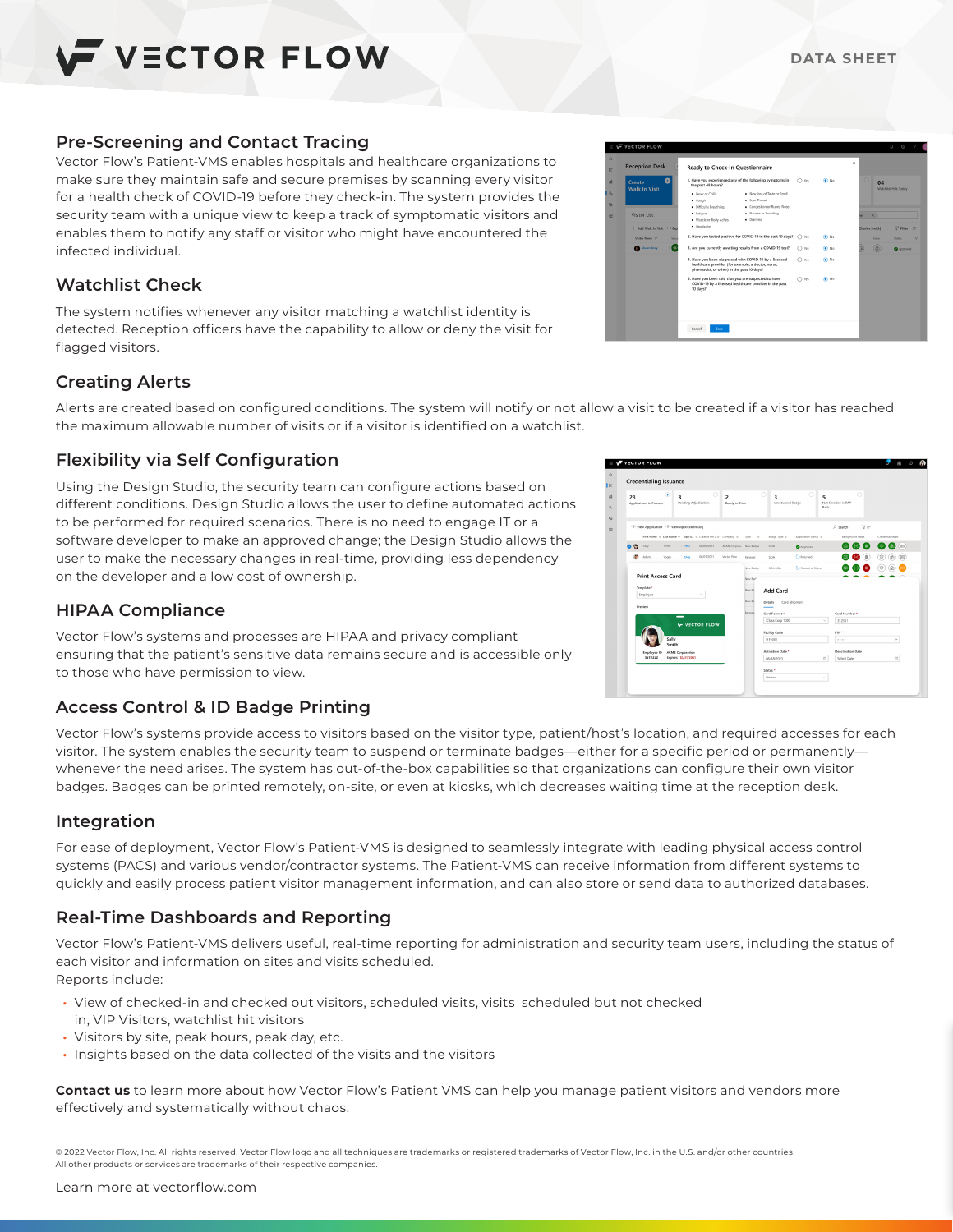## Pre-Screening and Contact Tracing

Vector Flow's Patient-VMS enables hospitals and healthcare organizations to make sure they maintain safe and secure premises by scanning every visitor for a health check of COVID-19 before they check-in. The system provides the security team with a unique view to keep a track of symptomatic visitors and enables them to notify any staff or visitor who might have encountered the infected individual.

## Watchlist Check

The system notifies whenever any visitor matching a watchlist identity is detected. Reception officers have the capability to allow or deny the visit for flagged visitors.

## Creating Alerts

Alerts are created based on configured conditions. The system will notify or not allow a visit to be created if a visitor has reached the maximum allowable number of visits or if a visitor is identified on a watchlist.

## Flexibility via Self Configuration

Using the Design Studio, the security team can configure actions based on different conditions. Design Studio allows the user to define automated actions to be performed for required scenarios. There is no need to engage IT or a software developer to make an approved change; the Design Studio allows the user to make the necessary changes in real-time, providing less dependency on the developer and a low cost of ownership.

## HIPAA Compliance

Vector Flow's systems and processes are HIPAA and privacy compliant ensuring that the patient's sensitive data remains secure and is accessible only to those who have permission to view.

## Access Control & ID Badge Printing

Vector Flow's systems provide access to visitors based on the visitor type, patient/host's location, and required accesses for each visitor. The system enables the security team to suspend or terminate badges—either for a specific period or permanently—whenever the need arises. The system has out-of-the-box capabilities so that organizations can configure their own visitor badges. Badges can be printed remotely, on-site, or even at kiosks, which decreases waiting time at the reception desk.

## Integration

For ease of deployment, Vector Flow's Patient-VMS is designed to seamlessly integrate with leading physical access control systems (PACS) and various vendor/contractor systems. The Patient-VMS can receive information from different systems to quickly and easily process patient visitor management information, and can also store or send data to authorized databases.

## Real-Time Dashboards and Reporting

Vector Flow's Patient-VMS delivers useful, real-time reporting for administration and security team users, including the status of each visitor and information on sites and visits scheduled.

Reports include:

- View of checked-in and checked out visitors, scheduled visits, visits scheduled but not checked in, VIP Visitors, watchlist hit visitors
- Visitors by site, peak hours, peak day, etc.
- Insights based on the data collected of the visits and the visitors

**Contact us** to learn more about how Vector Flow's Patient VMS can help you manage patient visitors and vendors more effectively and systematically without chaos.

© 2022 Vector Flow, Inc. All rights reserved. Vector Flow logo and all techniques are trademarks or registered trademarks of Vector Flow, Inc. in the U.S. and/or other countries. All other products or services are trademarks of their respective companies.

Learn more at vectorflow.com